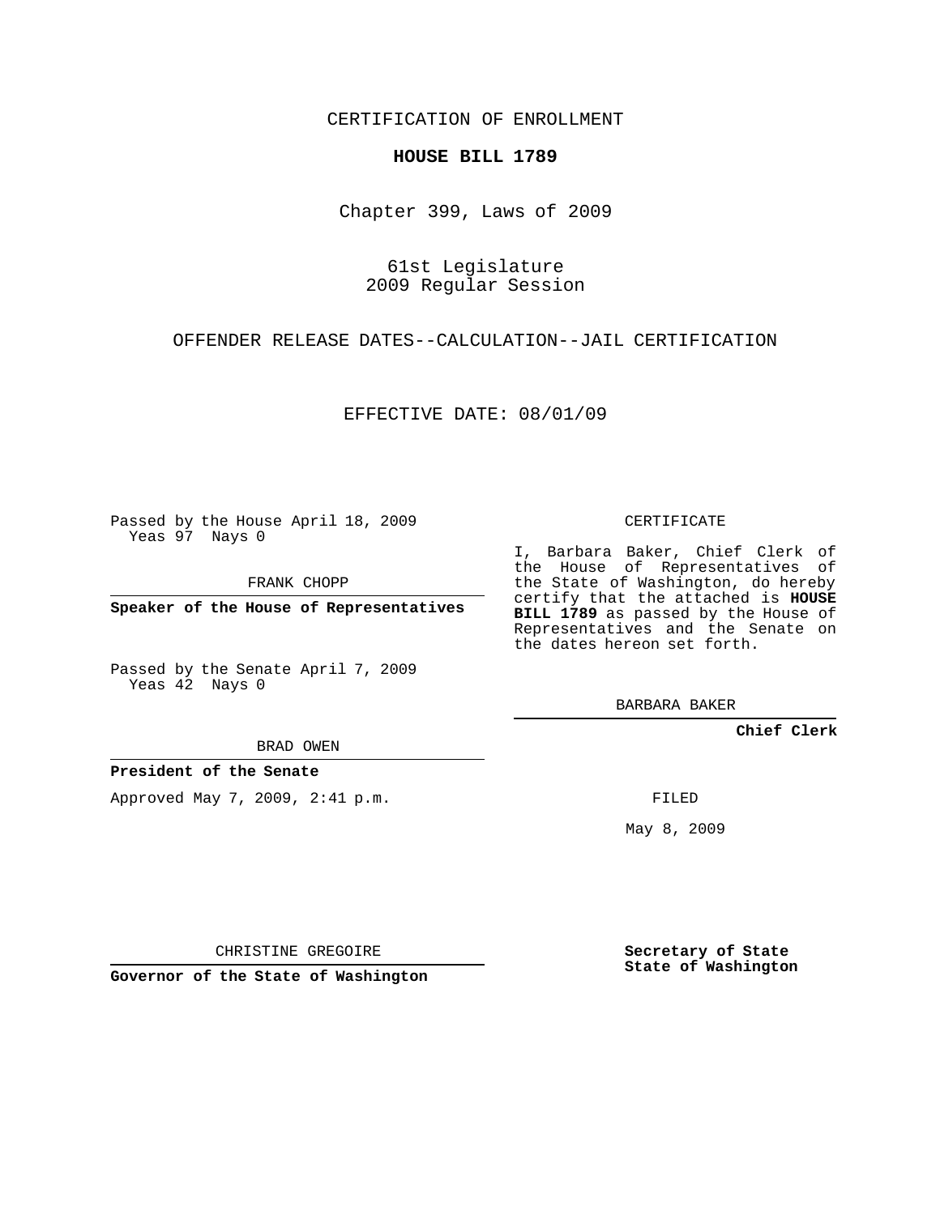CERTIFICATION OF ENROLLMENT

**HOUSE BILL 1789**

Chapter 399, Laws of 2009

61st Legislature
2009 Regular Session

OFFENDER RELEASE DATES--CALCULATION--JAIL CERTIFICATION

EFFECTIVE DATE: 08/01/09

Passed by the House April 18, 2009
Yeas 97 Nays 0

FRANK CHOPP

**Speaker of the House of Representatives**

Passed by the Senate April 7, 2009
Yeas 42 Nays 0

BRAD OWEN

**President of the Senate**

Approved May 7, 2009, 2:41 p.m.

CHRISTINE GREGOIRE

**Governor of the State of Washington**

CERTIFICATE

I, Barbara Baker, Chief Clerk of the House of Representatives of the State of Washington, do hereby certify that the attached is **HOUSE BILL 1789** as passed by the House of Representatives and the Senate on the dates hereon set forth.

BARBARA BAKER

**Chief Clerk**

FILED

May 8, 2009

**Secretary of State**
**State of Washington**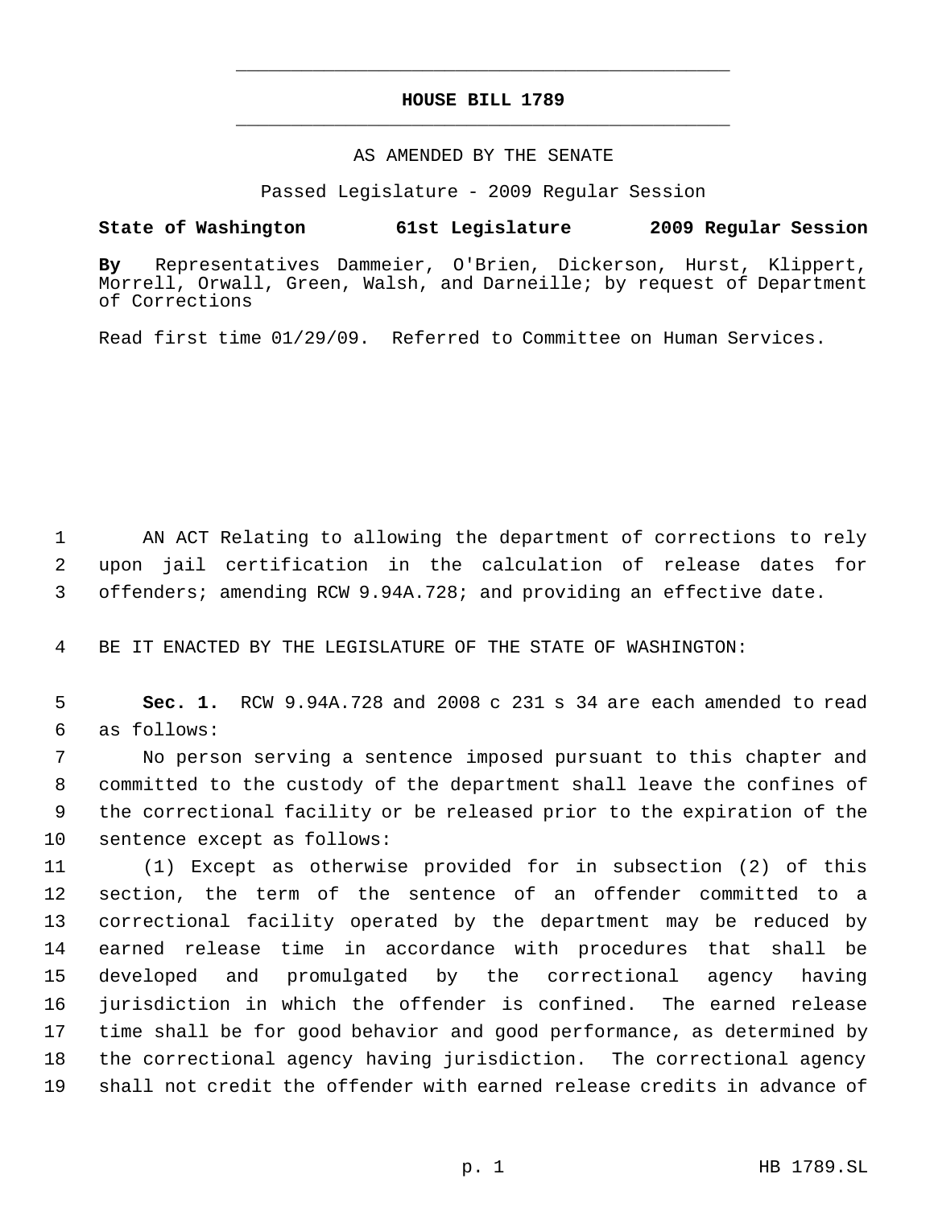# HOUSE BILL 1789

AS AMENDED BY THE SENATE

Passed Legislature - 2009 Regular Session

**State of Washington 61st Legislature 2009 Regular Session**

**By** Representatives Dammeier, O'Brien, Dickerson, Hurst, Klippert, Morrell, Orwall, Green, Walsh, and Darneille; by request of Department of Corrections

Read first time 01/29/09. Referred to Committee on Human Services.

AN ACT Relating to allowing the department of corrections to rely upon jail certification in the calculation of release dates for offenders; amending RCW 9.94A.728; and providing an effective date.

BE IT ENACTED BY THE LEGISLATURE OF THE STATE OF WASHINGTON:

**Sec. 1.** RCW 9.94A.728 and 2008 c 231 s 34 are each amended to read as follows:

No person serving a sentence imposed pursuant to this chapter and committed to the custody of the department shall leave the confines of the correctional facility or be released prior to the expiration of the sentence except as follows:

(1) Except as otherwise provided for in subsection (2) of this section, the term of the sentence of an offender committed to a correctional facility operated by the department may be reduced by earned release time in accordance with procedures that shall be developed and promulgated by the correctional agency having jurisdiction in which the offender is confined. The earned release time shall be for good behavior and good performance, as determined by the correctional agency having jurisdiction. The correctional agency shall not credit the offender with earned release credits in advance of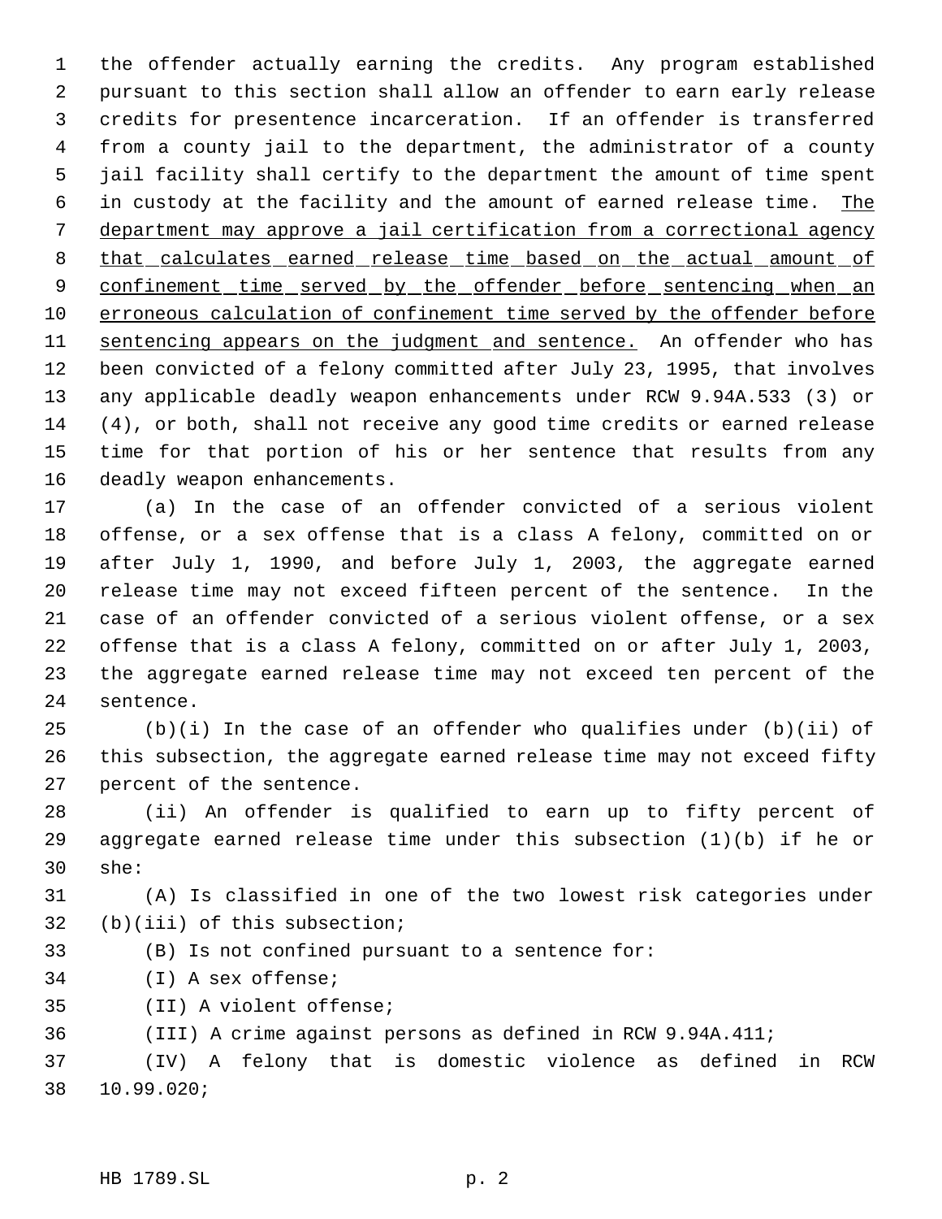the offender actually earning the credits. Any program established pursuant to this section shall allow an offender to earn early release credits for presentence incarceration. If an offender is transferred from a county jail to the department, the administrator of a county jail facility shall certify to the department the amount of time spent in custody at the facility and the amount of earned release time. <u>The department may approve a jail certification from a correctional agency that calculates earned release time based on the actual amount of confinement time served by the offender before sentencing when an erroneous calculation of confinement time served by the offender before sentencing appears on the judgment and sentence.</u> An offender who has been convicted of a felony committed after July 23, 1995, that involves any applicable deadly weapon enhancements under RCW 9.94A.533 (3) or (4), or both, shall not receive any good time credits or earned release time for that portion of his or her sentence that results from any deadly weapon enhancements.

(a) In the case of an offender convicted of a serious violent offense, or a sex offense that is a class A felony, committed on or after July 1, 1990, and before July 1, 2003, the aggregate earned release time may not exceed fifteen percent of the sentence. In the case of an offender convicted of a serious violent offense, or a sex offense that is a class A felony, committed on or after July 1, 2003, the aggregate earned release time may not exceed ten percent of the sentence.

(b)(i) In the case of an offender who qualifies under (b)(ii) of this subsection, the aggregate earned release time may not exceed fifty percent of the sentence.

(ii) An offender is qualified to earn up to fifty percent of aggregate earned release time under this subsection (1)(b) if he or she:

(A) Is classified in one of the two lowest risk categories under (b)(iii) of this subsection;

(B) Is not confined pursuant to a sentence for:

(I) A sex offense;

(II) A violent offense;

(III) A crime against persons as defined in RCW 9.94A.411;

(IV) A felony that is domestic violence as defined in RCW 10.99.020;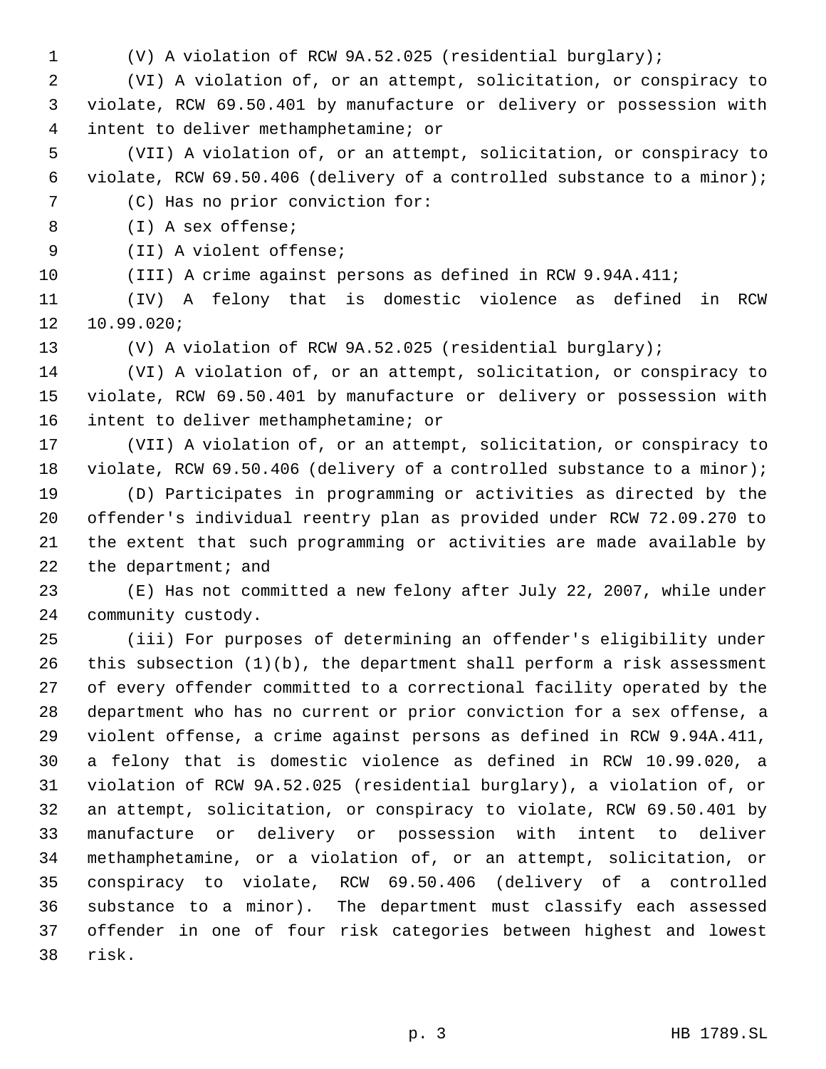(V) A violation of RCW 9A.52.025 (residential burglary);

(VI) A violation of, or an attempt, solicitation, or conspiracy to violate, RCW 69.50.401 by manufacture or delivery or possession with intent to deliver methamphetamine; or

(VII) A violation of, or an attempt, solicitation, or conspiracy to violate, RCW 69.50.406 (delivery of a controlled substance to a minor);

(C) Has no prior conviction for:

(I) A sex offense;

(II) A violent offense;

(III) A crime against persons as defined in RCW 9.94A.411;

(IV) A felony that is domestic violence as defined in RCW 10.99.020;

(V) A violation of RCW 9A.52.025 (residential burglary);

(VI) A violation of, or an attempt, solicitation, or conspiracy to violate, RCW 69.50.401 by manufacture or delivery or possession with intent to deliver methamphetamine; or

(VII) A violation of, or an attempt, solicitation, or conspiracy to violate, RCW 69.50.406 (delivery of a controlled substance to a minor);

(D) Participates in programming or activities as directed by the offender's individual reentry plan as provided under RCW 72.09.270 to the extent that such programming or activities are made available by the department; and

(E) Has not committed a new felony after July 22, 2007, while under community custody.

(iii) For purposes of determining an offender's eligibility under this subsection (1)(b), the department shall perform a risk assessment of every offender committed to a correctional facility operated by the department who has no current or prior conviction for a sex offense, a violent offense, a crime against persons as defined in RCW 9.94A.411, a felony that is domestic violence as defined in RCW 10.99.020, a violation of RCW 9A.52.025 (residential burglary), a violation of, or an attempt, solicitation, or conspiracy to violate, RCW 69.50.401 by manufacture or delivery or possession with intent to deliver methamphetamine, or a violation of, or an attempt, solicitation, or conspiracy to violate, RCW 69.50.406 (delivery of a controlled substance to a minor). The department must classify each assessed offender in one of four risk categories between highest and lowest risk.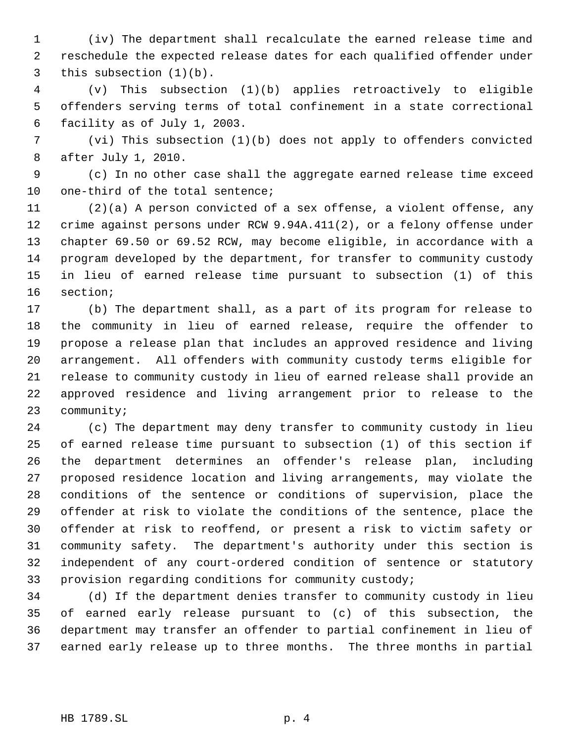(iv) The department shall recalculate the earned release time and reschedule the expected release dates for each qualified offender under this subsection (1)(b).

(v) This subsection (1)(b) applies retroactively to eligible offenders serving terms of total confinement in a state correctional facility as of July 1, 2003.

(vi) This subsection (1)(b) does not apply to offenders convicted after July 1, 2010.

(c) In no other case shall the aggregate earned release time exceed one-third of the total sentence;

(2)(a) A person convicted of a sex offense, a violent offense, any crime against persons under RCW 9.94A.411(2), or a felony offense under chapter 69.50 or 69.52 RCW, may become eligible, in accordance with a program developed by the department, for transfer to community custody in lieu of earned release time pursuant to subsection (1) of this section;

(b) The department shall, as a part of its program for release to the community in lieu of earned release, require the offender to propose a release plan that includes an approved residence and living arrangement. All offenders with community custody terms eligible for release to community custody in lieu of earned release shall provide an approved residence and living arrangement prior to release to the community;

(c) The department may deny transfer to community custody in lieu of earned release time pursuant to subsection (1) of this section if the department determines an offender's release plan, including proposed residence location and living arrangements, may violate the conditions of the sentence or conditions of supervision, place the offender at risk to violate the conditions of the sentence, place the offender at risk to reoffend, or present a risk to victim safety or community safety. The department's authority under this section is independent of any court-ordered condition of sentence or statutory provision regarding conditions for community custody;

(d) If the department denies transfer to community custody in lieu of earned early release pursuant to (c) of this subsection, the department may transfer an offender to partial confinement in lieu of earned early release up to three months. The three months in partial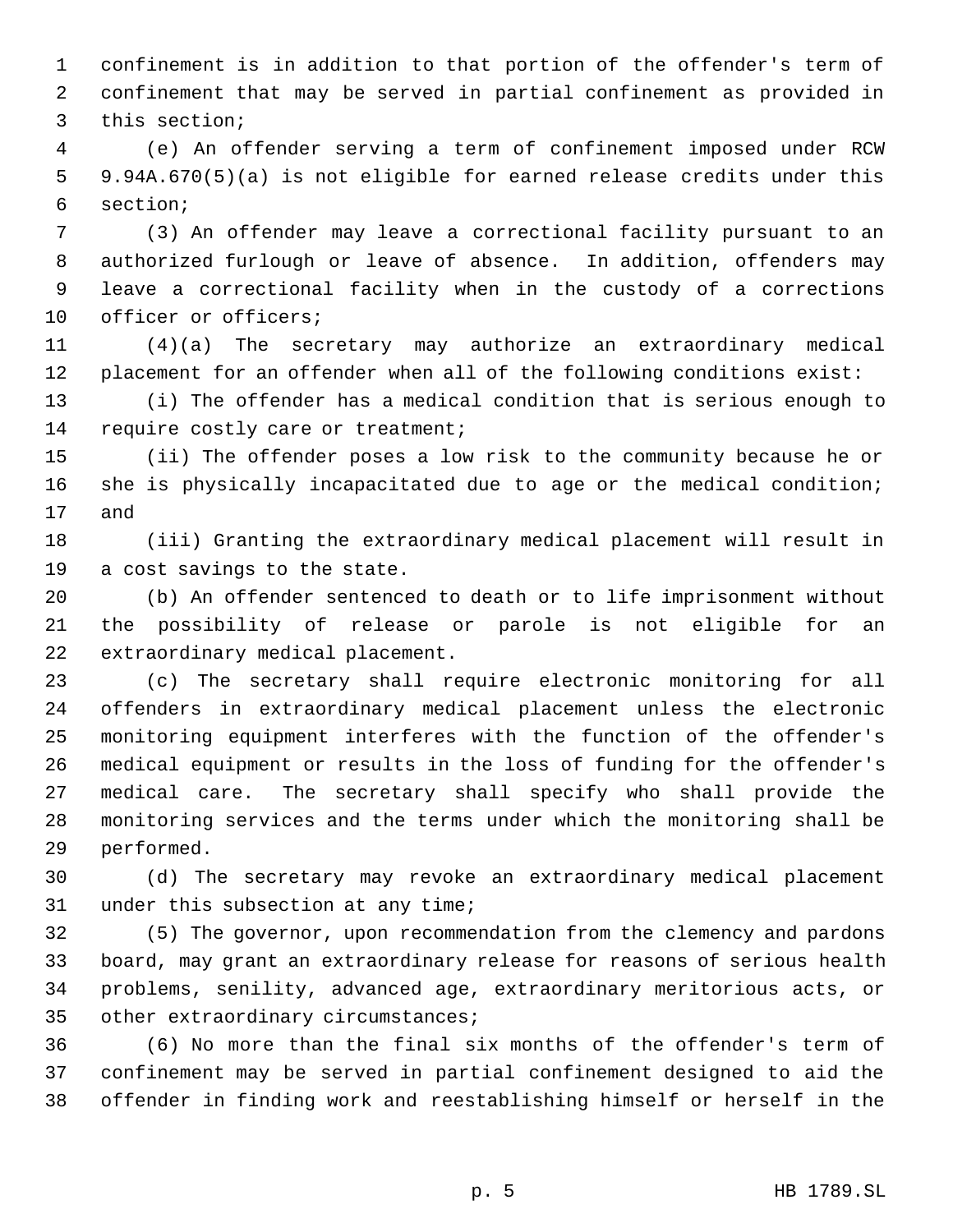confinement is in addition to that portion of the offender's term of confinement that may be served in partial confinement as provided in this section;

(e) An offender serving a term of confinement imposed under RCW 9.94A.670(5)(a) is not eligible for earned release credits under this section;

(3) An offender may leave a correctional facility pursuant to an authorized furlough or leave of absence. In addition, offenders may leave a correctional facility when in the custody of a corrections officer or officers;

(4)(a) The secretary may authorize an extraordinary medical placement for an offender when all of the following conditions exist:

(i) The offender has a medical condition that is serious enough to require costly care or treatment;

(ii) The offender poses a low risk to the community because he or she is physically incapacitated due to age or the medical condition; and

(iii) Granting the extraordinary medical placement will result in a cost savings to the state.

(b) An offender sentenced to death or to life imprisonment without the possibility of release or parole is not eligible for an extraordinary medical placement.

(c) The secretary shall require electronic monitoring for all offenders in extraordinary medical placement unless the electronic monitoring equipment interferes with the function of the offender's medical equipment or results in the loss of funding for the offender's medical care. The secretary shall specify who shall provide the monitoring services and the terms under which the monitoring shall be performed.

(d) The secretary may revoke an extraordinary medical placement under this subsection at any time;

(5) The governor, upon recommendation from the clemency and pardons board, may grant an extraordinary release for reasons of serious health problems, senility, advanced age, extraordinary meritorious acts, or other extraordinary circumstances;

(6) No more than the final six months of the offender's term of confinement may be served in partial confinement designed to aid the offender in finding work and reestablishing himself or herself in the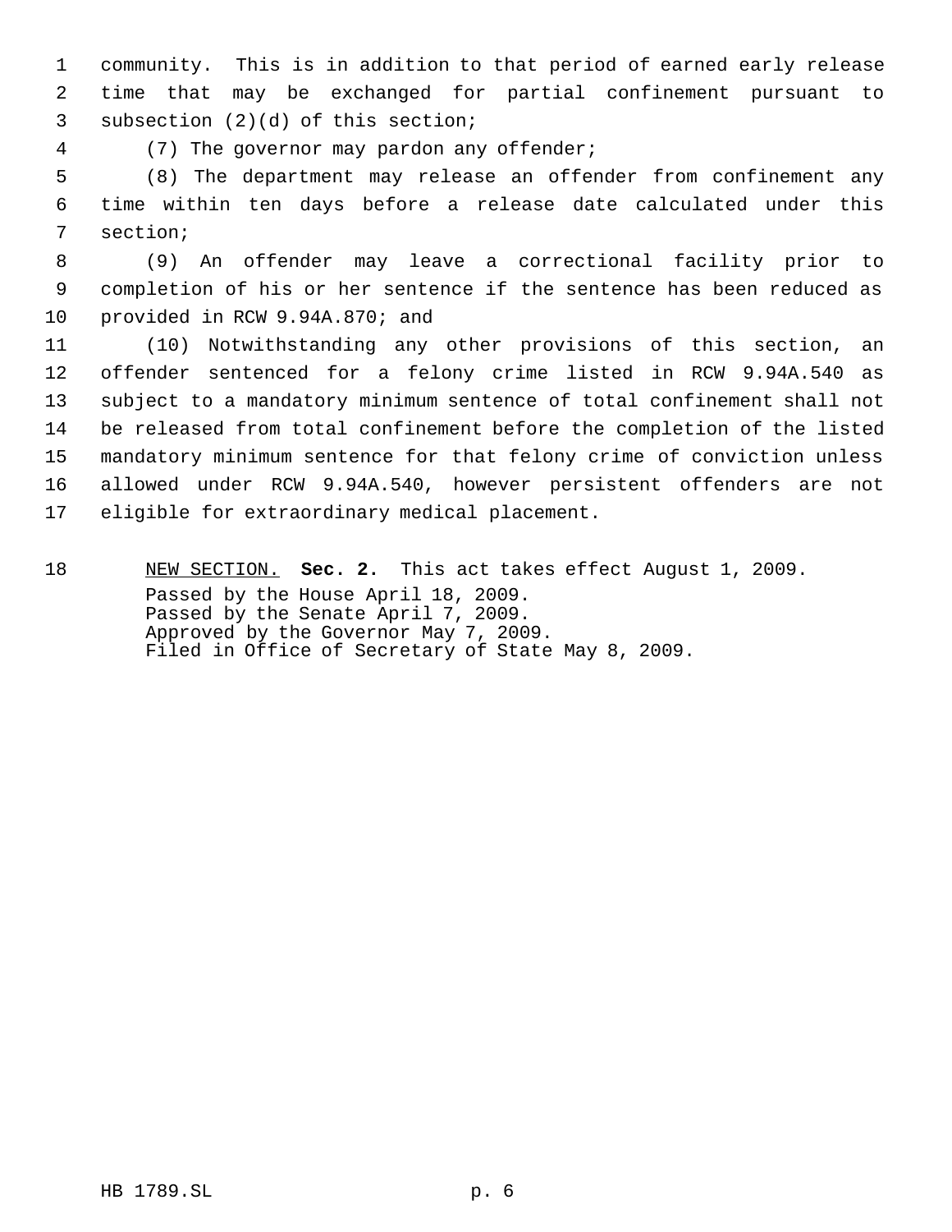community. This is in addition to that period of earned early release time that may be exchanged for partial confinement pursuant to subsection (2)(d) of this section;

(7) The governor may pardon any offender;

(8) The department may release an offender from confinement any time within ten days before a release date calculated under this section;

(9) An offender may leave a correctional facility prior to completion of his or her sentence if the sentence has been reduced as provided in RCW 9.94A.870; and

(10) Notwithstanding any other provisions of this section, an offender sentenced for a felony crime listed in RCW 9.94A.540 as subject to a mandatory minimum sentence of total confinement shall not be released from total confinement before the completion of the listed mandatory minimum sentence for that felony crime of conviction unless allowed under RCW 9.94A.540, however persistent offenders are not eligible for extraordinary medical placement.

NEW SECTION. **Sec. 2.** This act takes effect August 1, 2009.

Passed by the House April 18, 2009.
Passed by the Senate April 7, 2009.
Approved by the Governor May 7, 2009.
Filed in Office of Secretary of State May 8, 2009.